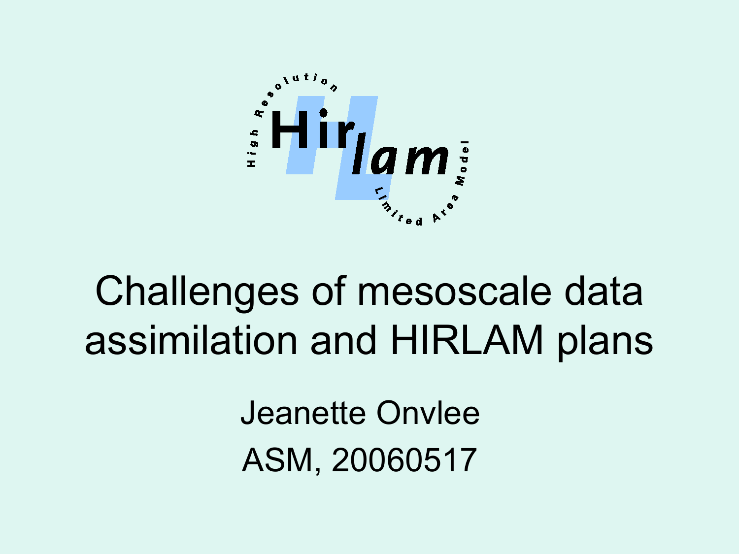# Challenges of mesoscale data assimilation and HIRLAM plans

Jeanette Onvlee

ASM, 20060517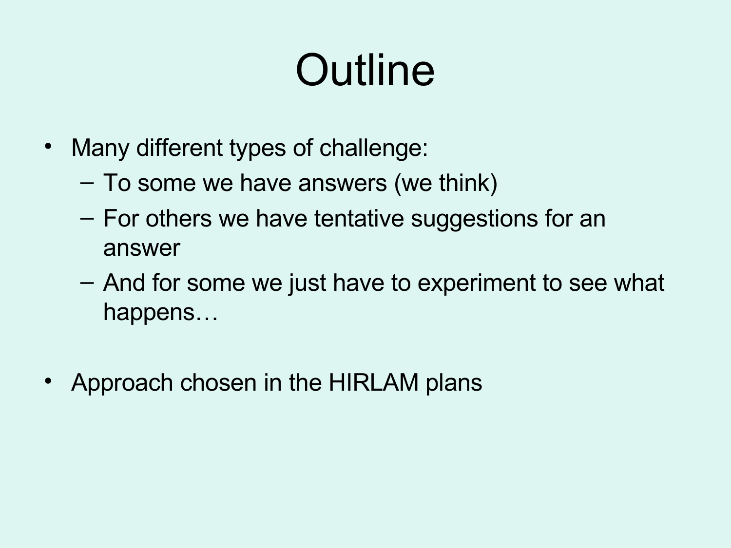# Outline

- Many different types of challenge:
  - To some we have answers (we think)
  - For others we have tentative suggestions for an answer
  - And for some we just have to experiment to see what happens…
- Approach chosen in the HIRLAM plans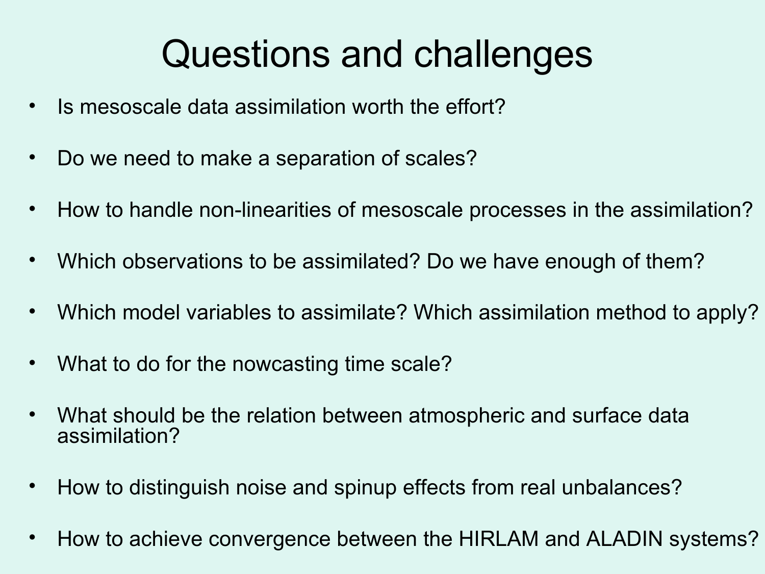# Questions and challenges

- Is mesoscale data assimilation worth the effort?
- Do we need to make a separation of scales?
- How to handle non-linearities of mesoscale processes in the assimilation?
- Which observations to be assimilated? Do we have enough of them?
- Which model variables to assimilate? Which assimilation method to apply?
- What to do for the nowcasting time scale?
- What should be the relation between atmospheric and surface data assimilation?
- How to distinguish noise and spinup effects from real unbalances?
- How to achieve convergence between the HIRLAM and ALADIN systems?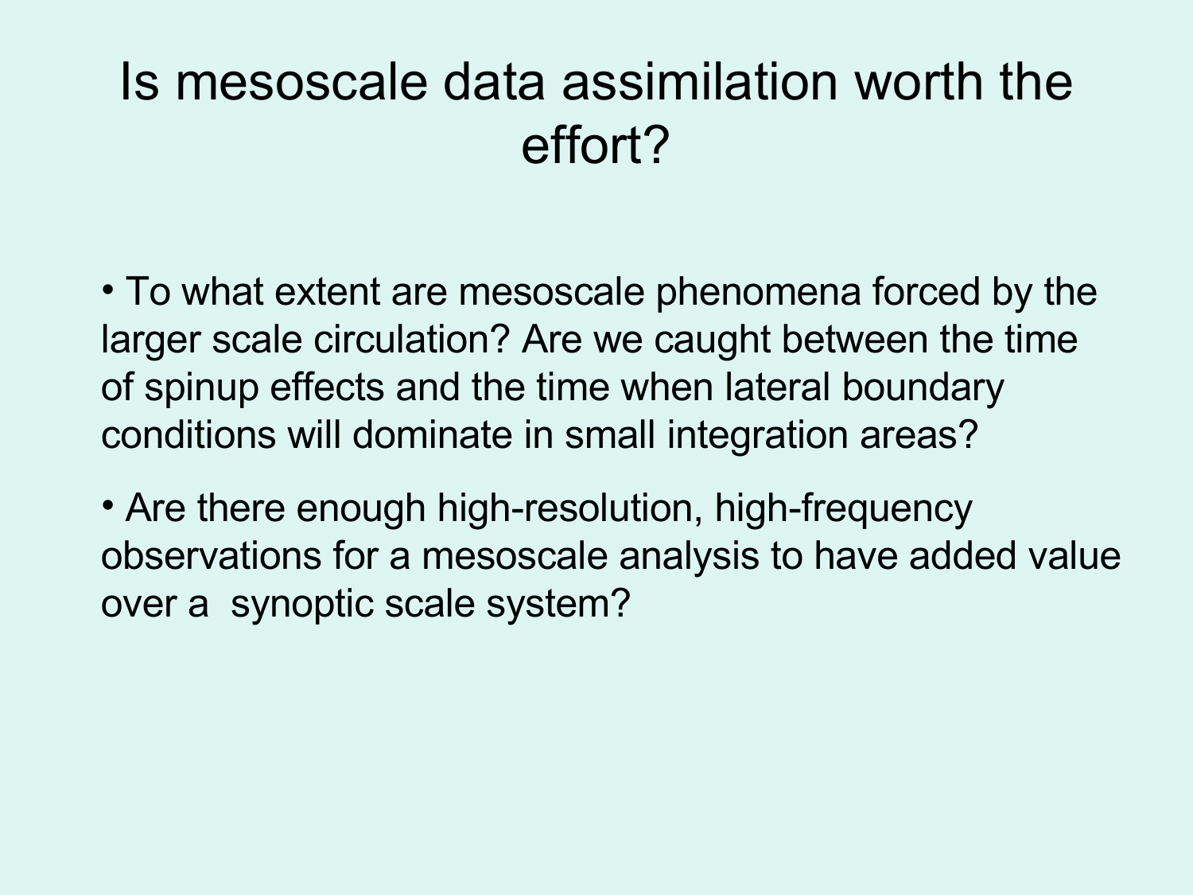# Is mesoscale data assimilation worth the effort?

- To what extent are mesoscale phenomena forced by the larger scale circulation? Are we caught between the time of spinup effects and the time when lateral boundary conditions will dominate in small integration areas?
- Are there enough high-resolution, high-frequency observations for a mesoscale analysis to have added value over a synoptic scale system?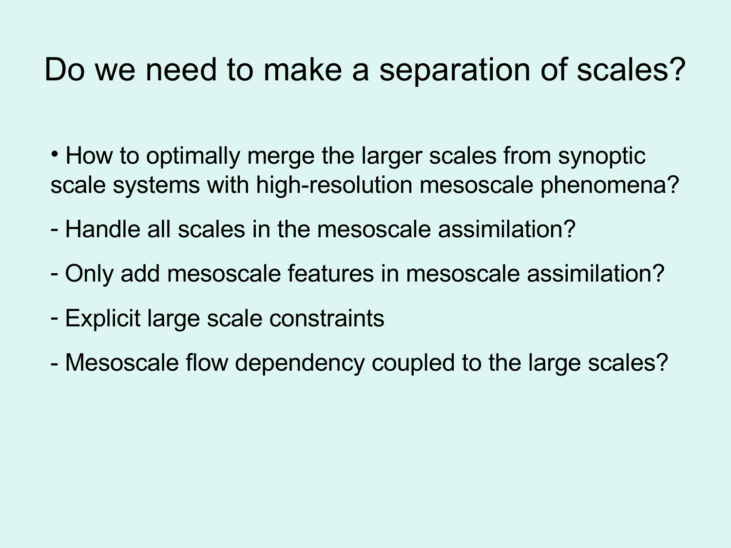# Do we need to make a separation of scales?

- How to optimally merge the larger scales from synoptic scale systems with high-resolution mesoscale phenomena?

- Handle all scales in the mesoscale assimilation?

- Only add mesoscale features in mesoscale assimilation?

- Explicit large scale constraints

- Mesoscale flow dependency coupled to the large scales?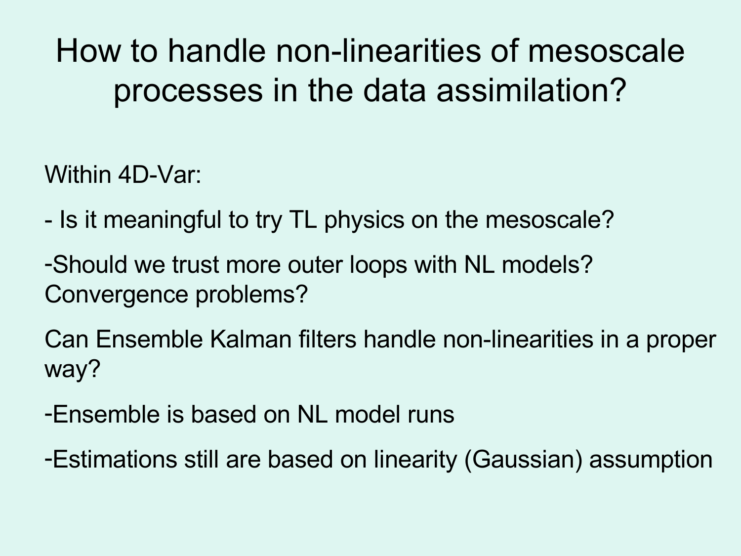# How to handle non-linearities of mesoscale processes in the data assimilation?

Within 4D-Var:

- Is it meaningful to try TL physics on the mesoscale?
- Should we trust more outer loops with NL models? Convergence problems?

Can Ensemble Kalman filters handle non-linearities in a proper way?

- Ensemble is based on NL model runs
- Estimations still are based on linearity (Gaussian) assumption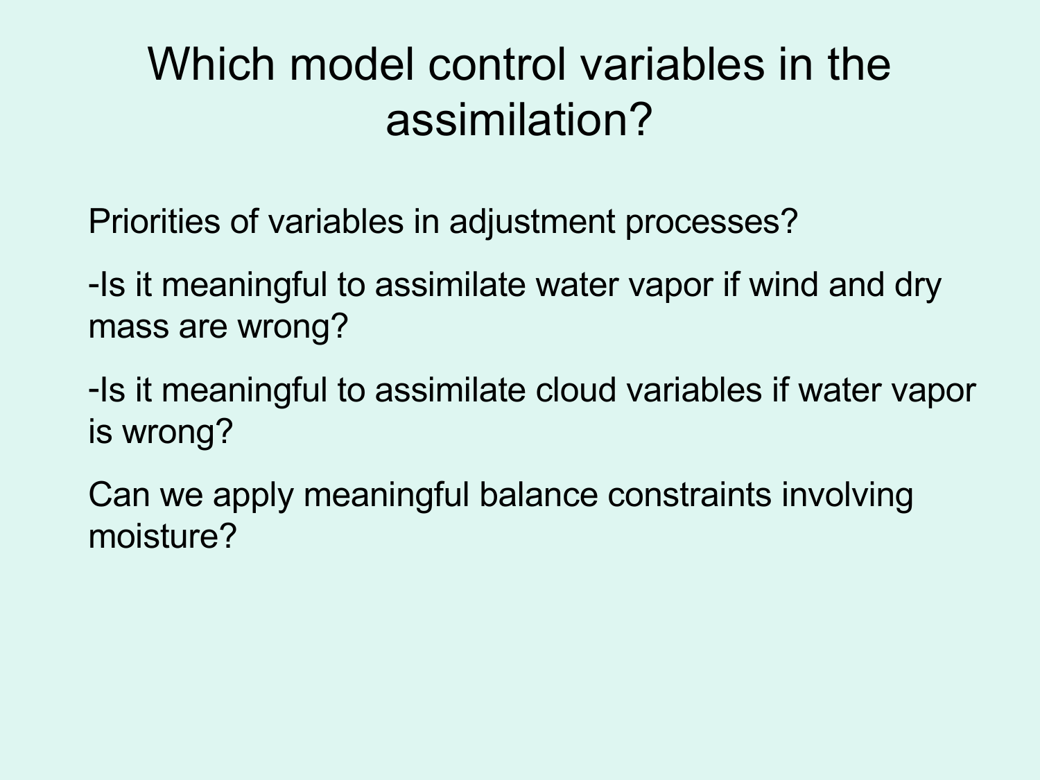# Which model control variables in the assimilation?

Priorities of variables in adjustment processes?

-Is it meaningful to assimilate water vapor if wind and dry mass are wrong?

-Is it meaningful to assimilate cloud variables if water vapor is wrong?

Can we apply meaningful balance constraints involving moisture?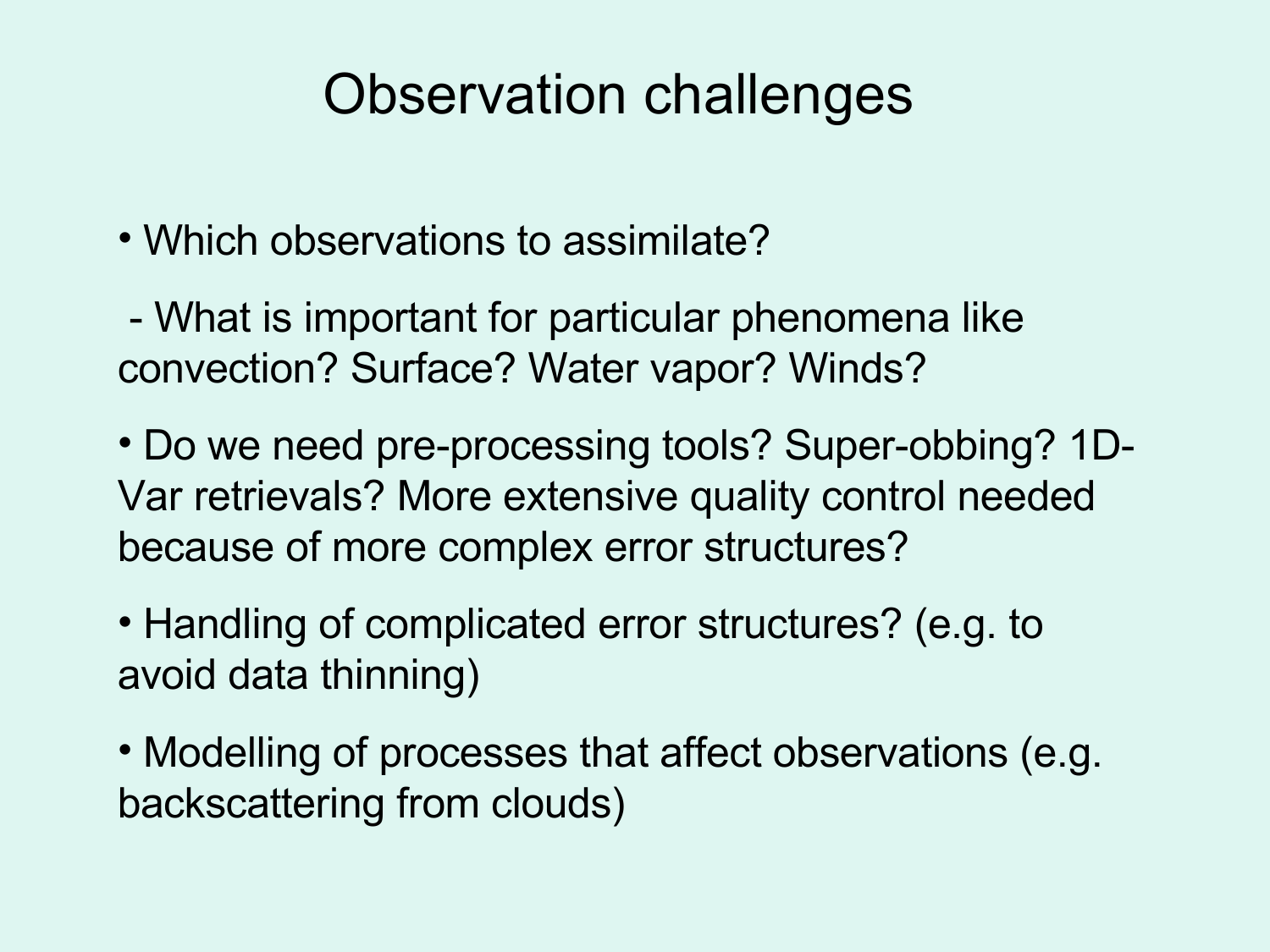# Observation challenges

- Which observations to assimilate?

  - What is important for particular phenomena like convection? Surface? Water vapor? Winds?

- Do we need pre-processing tools? Super-obbing? 1D-Var retrievals? More extensive quality control needed because of more complex error structures?

- Handling of complicated error structures? (e.g. to avoid data thinning)

- Modelling of processes that affect observations (e.g. backscattering from clouds)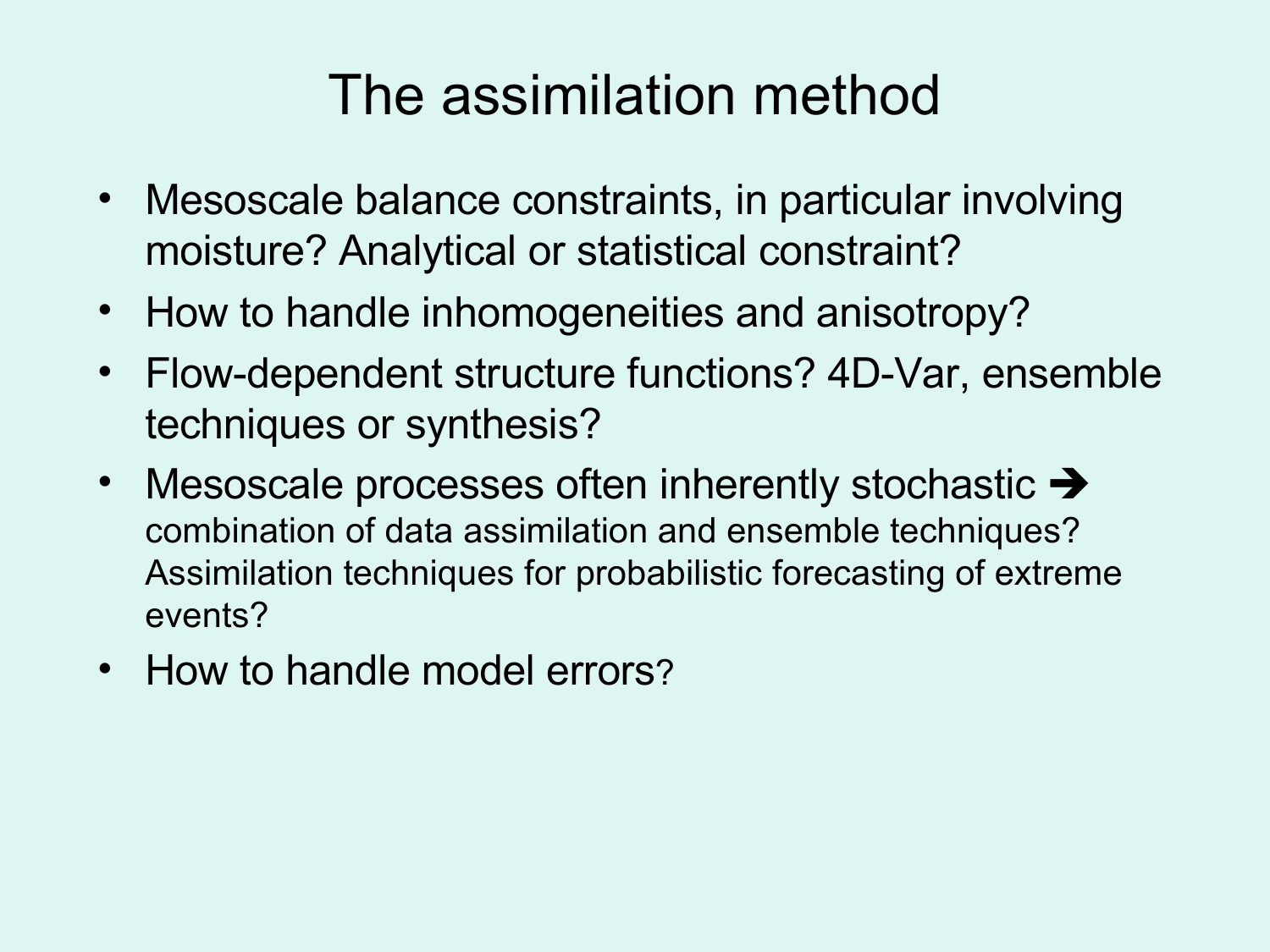# The assimilation method

- Mesoscale balance constraints, in particular involving moisture? Analytical or statistical constraint?
- How to handle inhomogeneities and anisotropy?
- Flow-dependent structure functions? 4D-Var, ensemble techniques or synthesis?
- Mesoscale processes often inherently stochastic ➔ combination of data assimilation and ensemble techniques? Assimilation techniques for probabilistic forecasting of extreme events?
- How to handle model errors?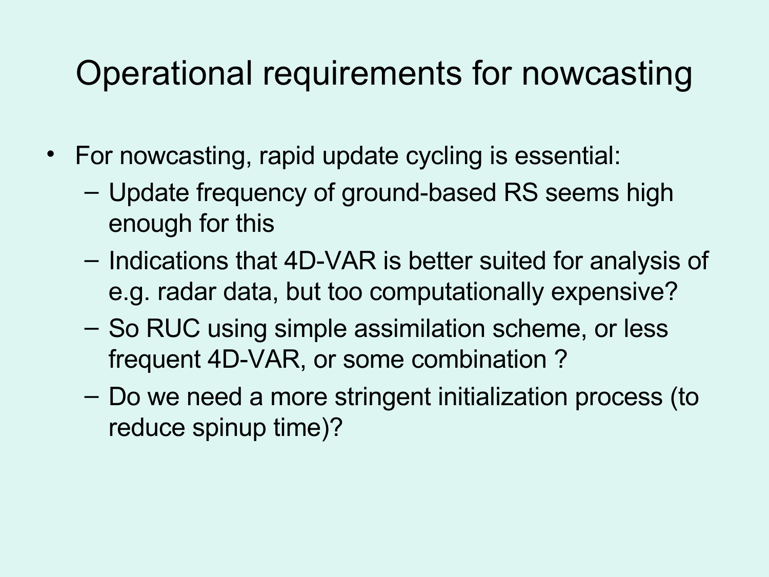# Operational requirements for nowcasting

- For nowcasting, rapid update cycling is essential:
  - Update frequency of ground-based RS seems high enough for this
  - Indications that 4D-VAR is better suited for analysis of e.g. radar data, but too computationally expensive?
  - So RUC using simple assimilation scheme, or less frequent 4D-VAR, or some combination ?
  - Do we need a more stringent initialization process (to reduce spinup time)?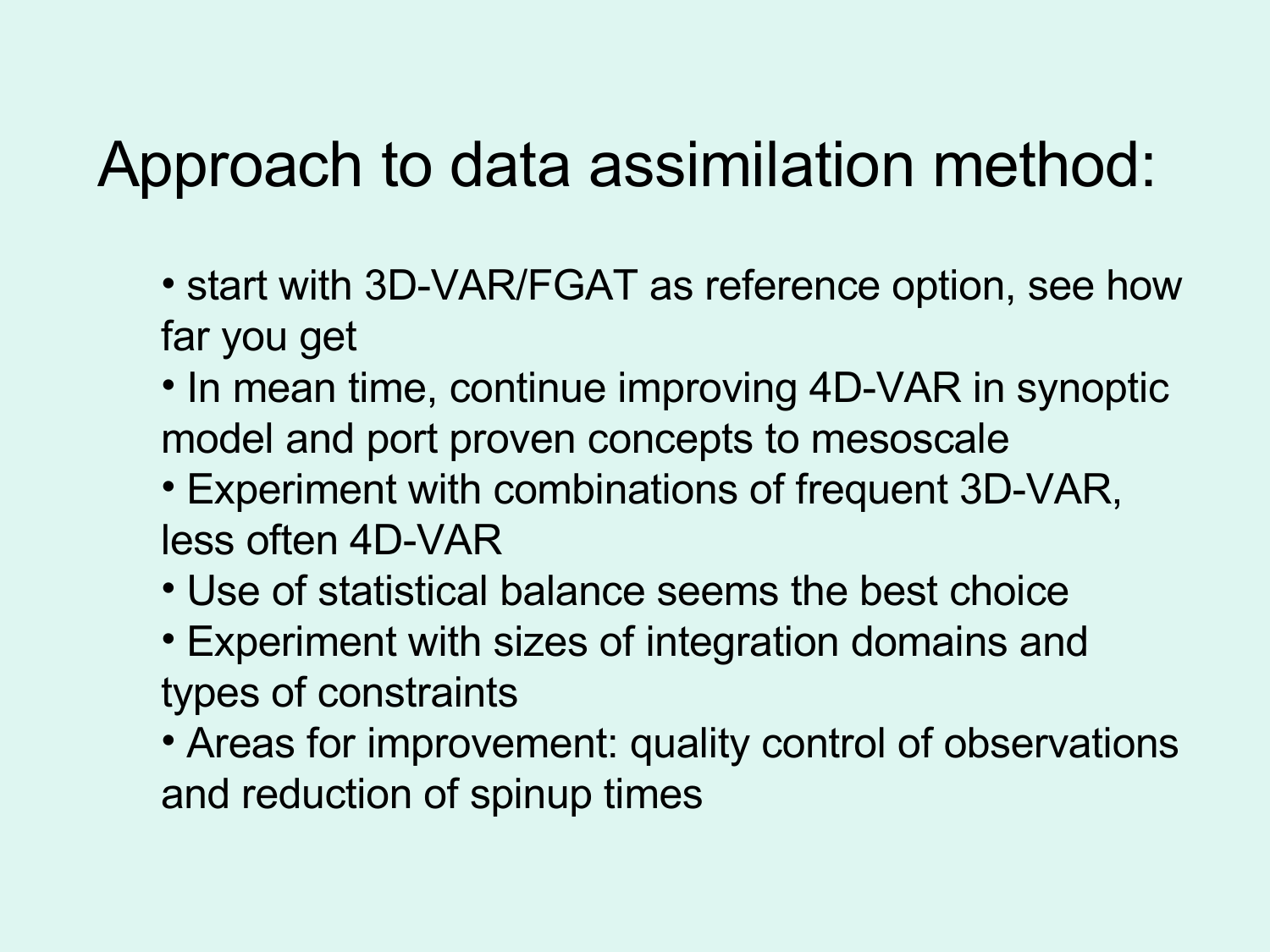# Approach to data assimilation method:

- start with 3D-VAR/FGAT as reference option, see how far you get
- In mean time, continue improving 4D-VAR in synoptic model and port proven concepts to mesoscale
- Experiment with combinations of frequent 3D-VAR, less often 4D-VAR
- Use of statistical balance seems the best choice
- Experiment with sizes of integration domains and types of constraints
- Areas for improvement: quality control of observations and reduction of spinup times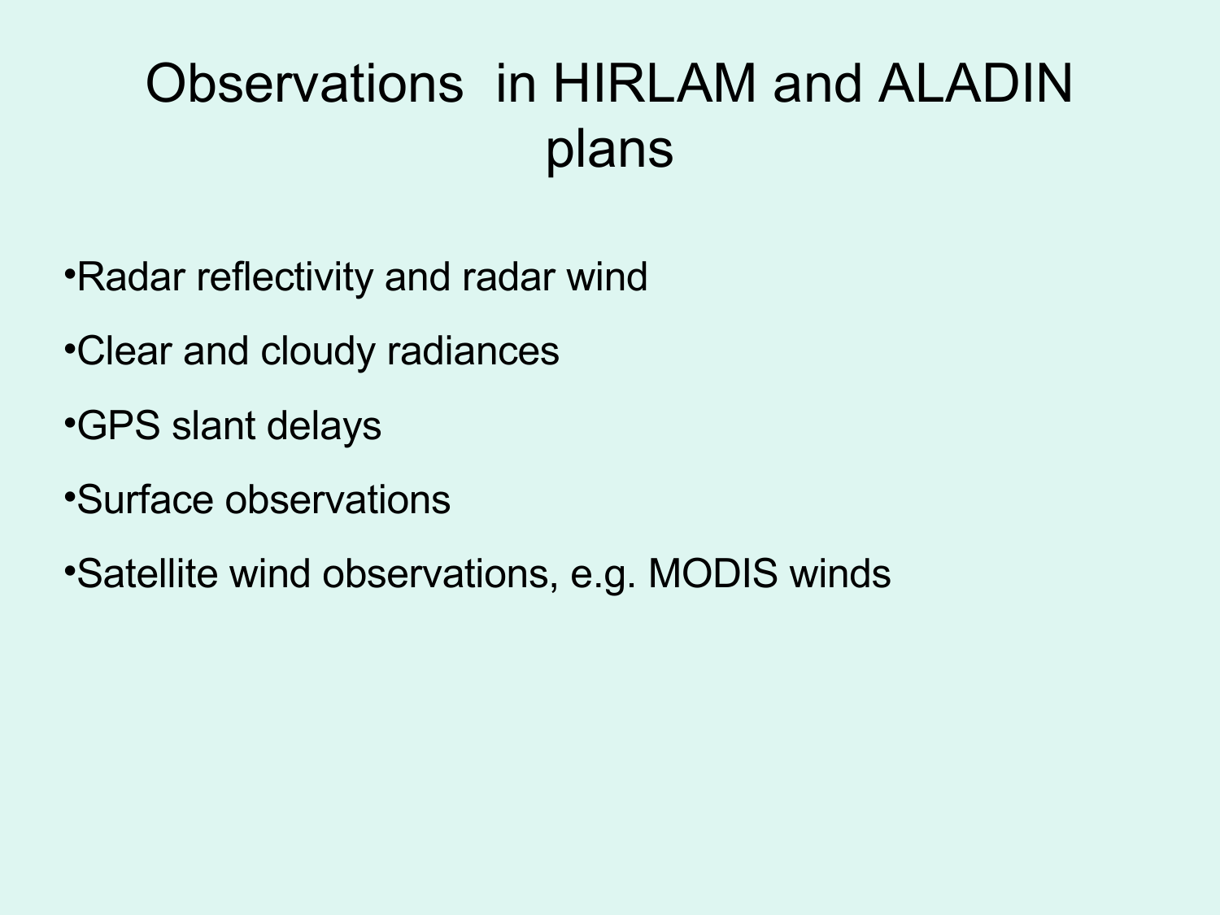# Observations in HIRLAM and ALADIN plans

- Radar reflectivity and radar wind
- Clear and cloudy radiances
- GPS slant delays
- Surface observations
- Satellite wind observations, e.g. MODIS winds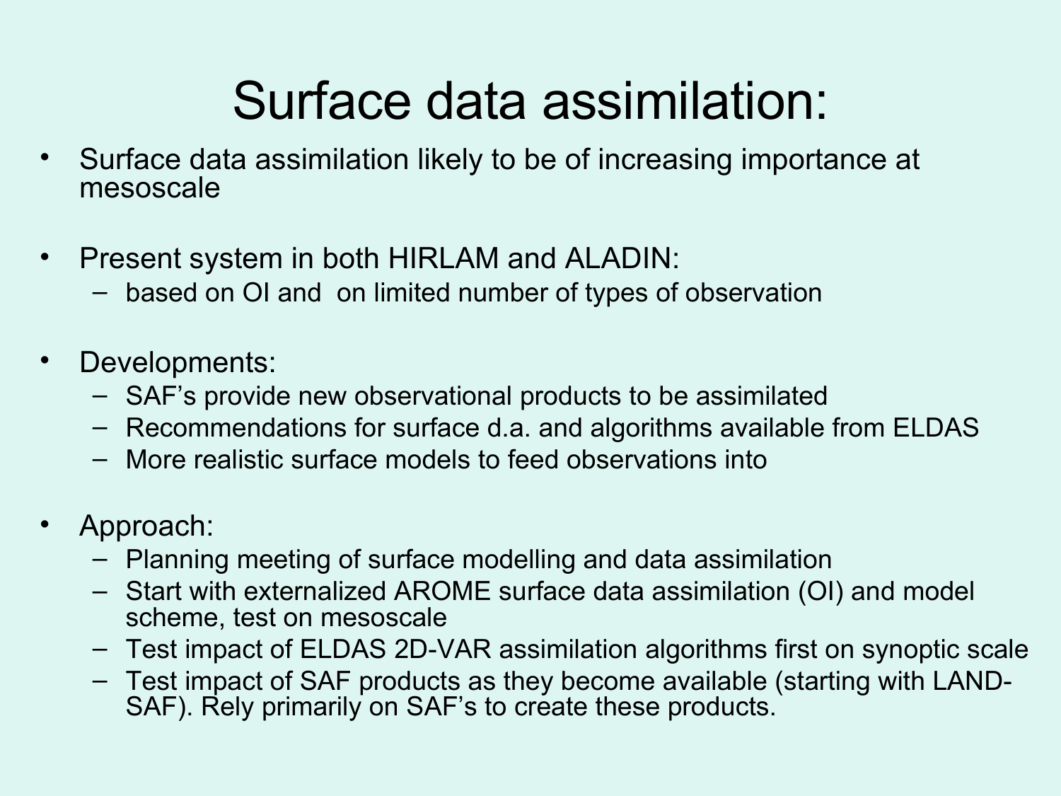# Surface data assimilation:

- Surface data assimilation likely to be of increasing importance at mesoscale
- Present system in both HIRLAM and ALADIN:
  - based on OI and on limited number of types of observation
- Developments:
  - SAF's provide new observational products to be assimilated
  - Recommendations for surface d.a. and algorithms available from ELDAS
  - More realistic surface models to feed observations into
- Approach:
  - Planning meeting of surface modelling and data assimilation
  - Start with externalized AROME surface data assimilation (OI) and model scheme, test on mesoscale
  - Test impact of ELDAS 2D-VAR assimilation algorithms first on synoptic scale
  - Test impact of SAF products as they become available (starting with LAND-SAF). Rely primarily on SAF's to create these products.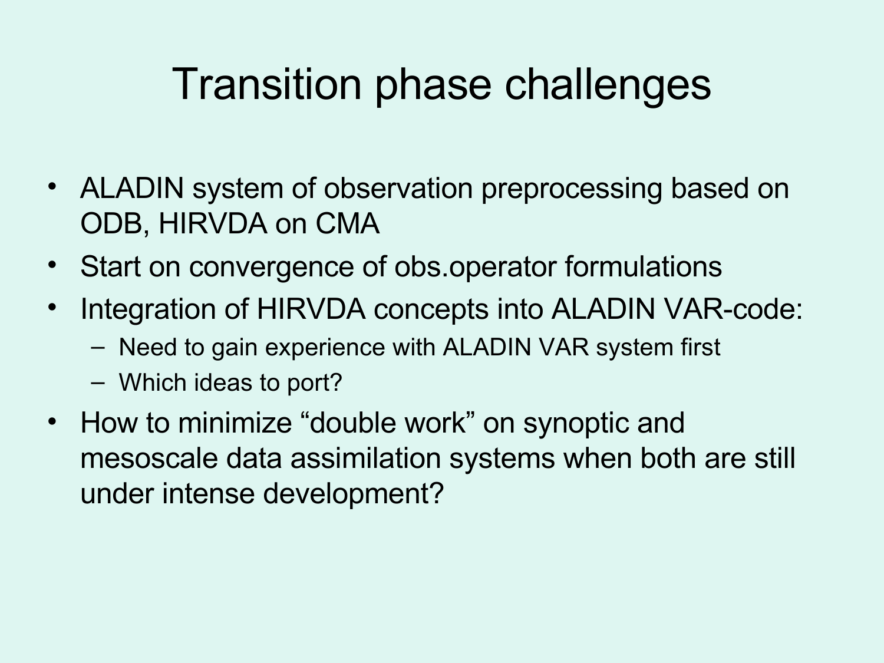# Transition phase challenges

- ALADIN system of observation preprocessing based on ODB, HIRVDA on CMA
- Start on convergence of obs.operator formulations
- Integration of HIRVDA concepts into ALADIN VAR-code:
  - Need to gain experience with ALADIN VAR system first
  - Which ideas to port?
- How to minimize “double work” on synoptic and mesoscale data assimilation systems when both are still under intense development?